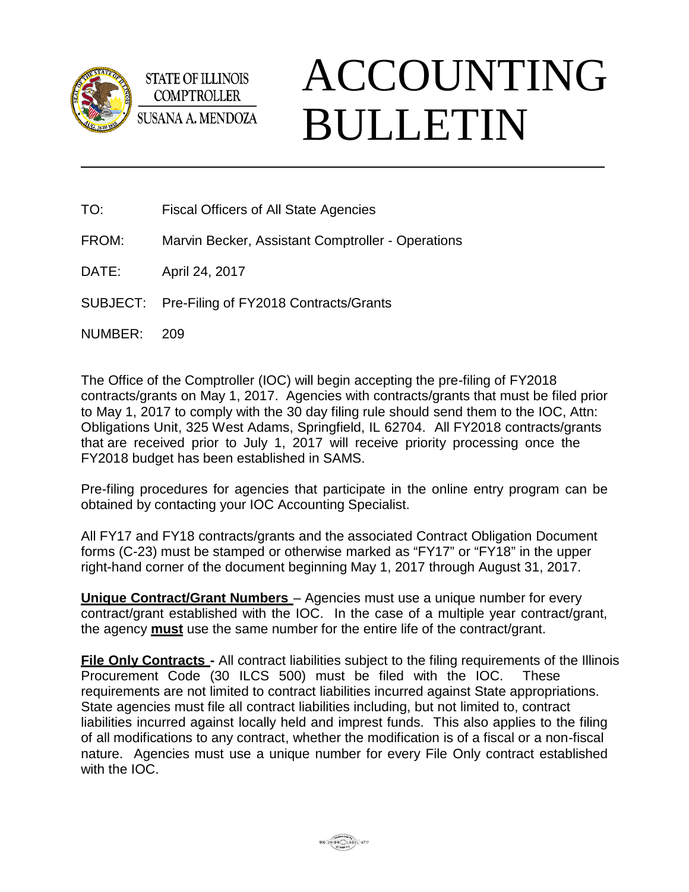STATE OF ILLINOIS
COMPTROLLER
SUSANA A. MENDOZA

# ACCOUNTING BULLETIN

TO: Fiscal Officers of All State Agencies

FROM: Marvin Becker, Assistant Comptroller - Operations

DATE: April 24, 2017

SUBJECT: Pre-Filing of FY2018 Contracts/Grants

NUMBER: 209

The Office of the Comptroller (IOC) will begin accepting the pre-filing of FY2018 contracts/grants on May 1, 2017. Agencies with contracts/grants that must be filed prior to May 1, 2017 to comply with the 30 day filing rule should send them to the IOC, Attn: Obligations Unit, 325 West Adams, Springfield, IL 62704. All FY2018 contracts/grants that are received prior to July 1, 2017 will receive priority processing once the FY2018 budget has been established in SAMS.

Pre-filing procedures for agencies that participate in the online entry program can be obtained by contacting your IOC Accounting Specialist.

All FY17 and FY18 contracts/grants and the associated Contract Obligation Document forms (C-23) must be stamped or otherwise marked as "FY17" or "FY18" in the upper right-hand corner of the document beginning May 1, 2017 through August 31, 2017.

**Unique Contract/Grant Numbers** – Agencies must use a unique number for every contract/grant established with the IOC. In the case of a multiple year contract/grant, the agency **must** use the same number for the entire life of the contract/grant.

**File Only Contracts -** All contract liabilities subject to the filing requirements of the Illinois Procurement Code (30 ILCS 500) must be filed with the IOC. These requirements are not limited to contract liabilities incurred against State appropriations. State agencies must file all contract liabilities including, but not limited to, contract liabilities incurred against locally held and imprest funds. This also applies to the filing of all modifications to any contract, whether the modification is of a fiscal or a non-fiscal nature. Agencies must use a unique number for every File Only contract established with the IOC.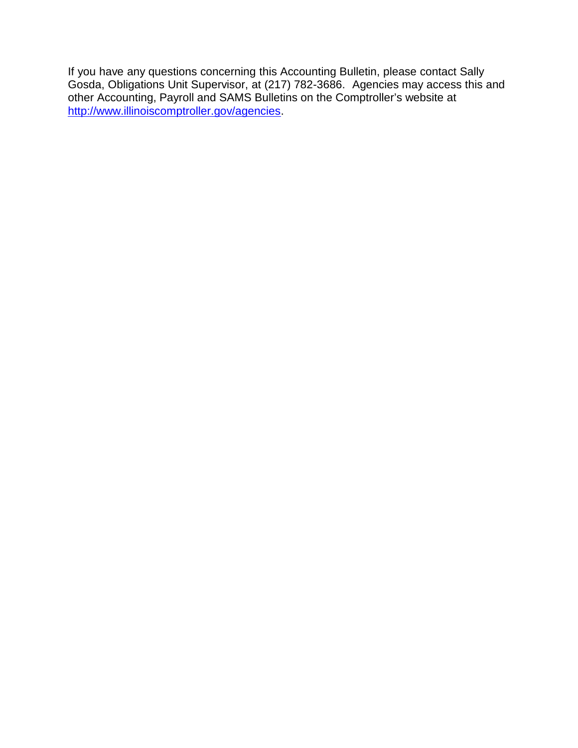If you have any questions concerning this Accounting Bulletin, please contact Sally Gosda, Obligations Unit Supervisor, at (217) 782-3686. Agencies may access this and other Accounting, Payroll and SAMS Bulletins on the Comptroller's website at [http://www.illinoiscomptroller.gov/agencies](http://www.illinoiscomptroller.gov/agencies).